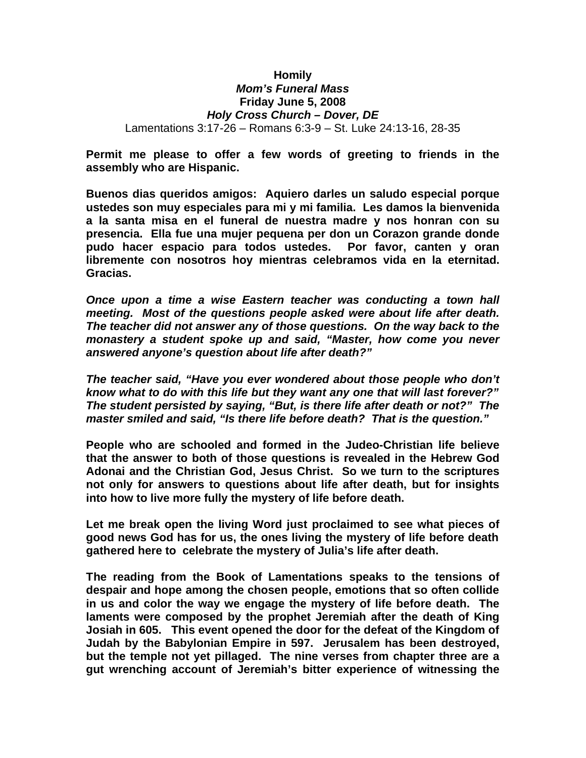**Homily**
***Mom's Funeral Mass***
**Friday June 5, 2008**
***Holy Cross Church – Dover, DE***
Lamentations 3:17-26 – Romans 6:3-9 – St. Luke 24:13-16, 28-35

**Permit me please to offer a few words of greeting to friends in the assembly who are Hispanic.**

**Buenos dias queridos amigos: Aquiero darles un saludo especial porque ustedes son muy especiales para mi y mi familia. Les damos la bienvenida a la santa misa en el funeral de nuestra madre y nos honran con su presencia. Ella fue una mujer pequena per don un Corazon grande donde pudo hacer espacio para todos ustedes. Por favor, canten y oran libremente con nosotros hoy mientras celebramos vida en la eternitad. Gracias.**

***Once upon a time a wise Eastern teacher was conducting a town hall meeting. Most of the questions people asked were about life after death. The teacher did not answer any of those questions. On the way back to the monastery a student spoke up and said, "Master, how come you never answered anyone's question about life after death?"***

***The teacher said, "Have you ever wondered about those people who don't know what to do with this life but they want any one that will last forever?" The student persisted by saying, "But, is there life after death or not?" The master smiled and said, "Is there life before death? That is the question."***

**People who are schooled and formed in the Judeo-Christian life believe that the answer to both of those questions is revealed in the Hebrew God Adonai and the Christian God, Jesus Christ. So we turn to the scriptures not only for answers to questions about life after death, but for insights into how to live more fully the mystery of life before death.**

**Let me break open the living Word just proclaimed to see what pieces of good news God has for us, the ones living the mystery of life before death gathered here to celebrate the mystery of Julia's life after death.**

**The reading from the Book of Lamentations speaks to the tensions of despair and hope among the chosen people, emotions that so often collide in us and color the way we engage the mystery of life before death. The laments were composed by the prophet Jeremiah after the death of King Josiah in 605. This event opened the door for the defeat of the Kingdom of Judah by the Babylonian Empire in 597. Jerusalem has been destroyed, but the temple not yet pillaged. The nine verses from chapter three are a gut wrenching account of Jeremiah's bitter experience of witnessing the**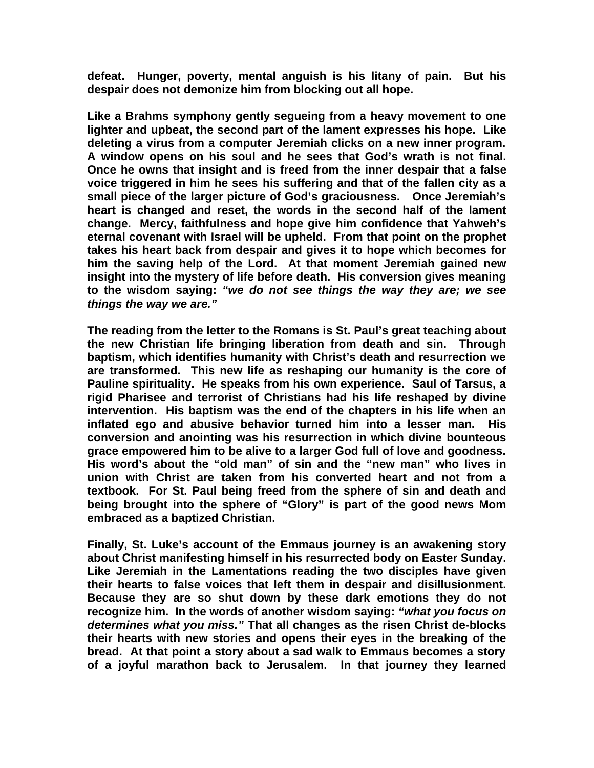**defeat. Hunger, poverty, mental anguish is his litany of pain. But his despair does not demonize him from blocking out all hope.**

**Like a Brahms symphony gently segueing from a heavy movement to one lighter and upbeat, the second part of the lament expresses his hope. Like deleting a virus from a computer Jeremiah clicks on a new inner program. A window opens on his soul and he sees that God's wrath is not final. Once he owns that insight and is freed from the inner despair that a false voice triggered in him he sees his suffering and that of the fallen city as a small piece of the larger picture of God's graciousness. Once Jeremiah's heart is changed and reset, the words in the second half of the lament change. Mercy, faithfulness and hope give him confidence that Yahweh's eternal covenant with Israel will be upheld. From that point on the prophet takes his heart back from despair and gives it to hope which becomes for him the saving help of the Lord. At that moment Jeremiah gained new insight into the mystery of life before death. His conversion gives meaning to the wisdom saying: *"we do not see things the way they are; we see things the way we are."***

**The reading from the letter to the Romans is St. Paul's great teaching about the new Christian life bringing liberation from death and sin. Through baptism, which identifies humanity with Christ's death and resurrection we are transformed. This new life as reshaping our humanity is the core of Pauline spirituality. He speaks from his own experience. Saul of Tarsus, a rigid Pharisee and terrorist of Christians had his life reshaped by divine intervention. His baptism was the end of the chapters in his life when an inflated ego and abusive behavior turned him into a lesser man. His conversion and anointing was his resurrection in which divine bounteous grace empowered him to be alive to a larger God full of love and goodness. His word's about the "old man" of sin and the "new man" who lives in union with Christ are taken from his converted heart and not from a textbook. For St. Paul being freed from the sphere of sin and death and being brought into the sphere of "Glory" is part of the good news Mom embraced as a baptized Christian.**

**Finally, St. Luke's account of the Emmaus journey is an awakening story about Christ manifesting himself in his resurrected body on Easter Sunday. Like Jeremiah in the Lamentations reading the two disciples have given their hearts to false voices that left them in despair and disillusionment. Because they are so shut down by these dark emotions they do not recognize him. In the words of another wisdom saying: *"what you focus on determines what you miss."* That all changes as the risen Christ de-blocks their hearts with new stories and opens their eyes in the breaking of the bread. At that point a story about a sad walk to Emmaus becomes a story of a joyful marathon back to Jerusalem. In that journey they learned**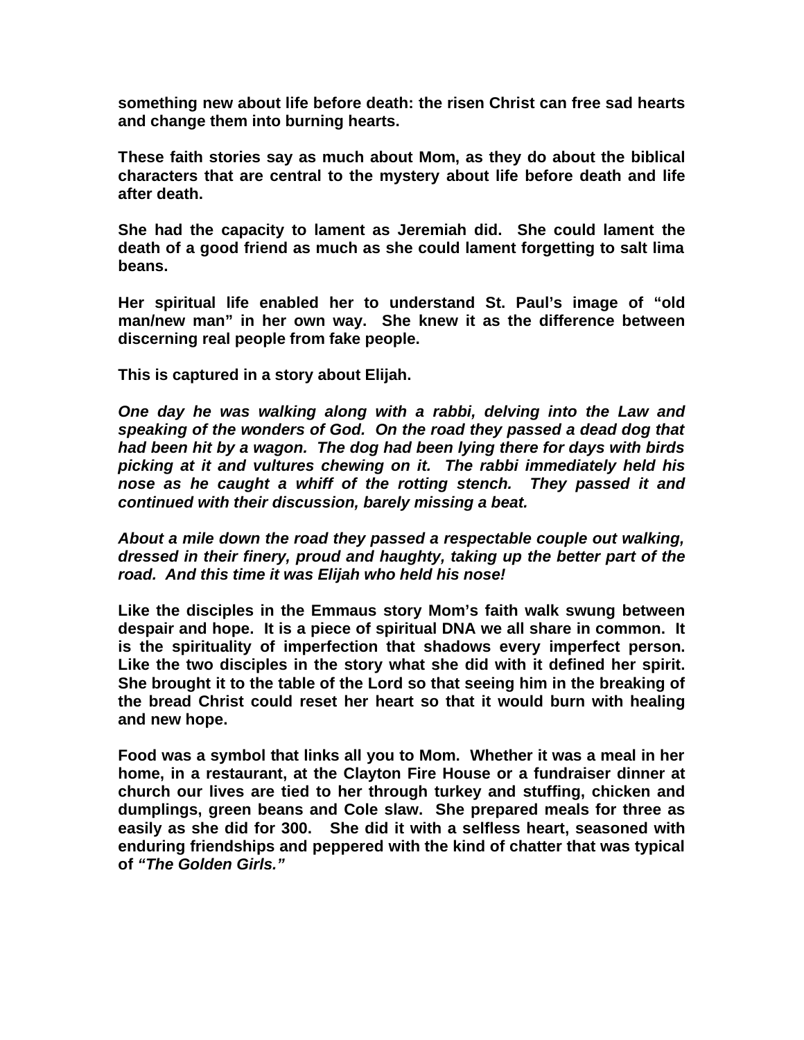**something new about life before death: the risen Christ can free sad hearts and change them into burning hearts.**

**These faith stories say as much about Mom, as they do about the biblical characters that are central to the mystery about life before death and life after death.**

**She had the capacity to lament as Jeremiah did. She could lament the death of a good friend as much as she could lament forgetting to salt lima beans.**

**Her spiritual life enabled her to understand St. Paul's image of "old man/new man" in her own way. She knew it as the difference between discerning real people from fake people.**

**This is captured in a story about Elijah.**

***One day he was walking along with a rabbi, delving into the Law and speaking of the wonders of God. On the road they passed a dead dog that had been hit by a wagon. The dog had been lying there for days with birds picking at it and vultures chewing on it. The rabbi immediately held his nose as he caught a whiff of the rotting stench. They passed it and continued with their discussion, barely missing a beat.***

***About a mile down the road they passed a respectable couple out walking, dressed in their finery, proud and haughty, taking up the better part of the road. And this time it was Elijah who held his nose!***

**Like the disciples in the Emmaus story Mom's faith walk swung between despair and hope. It is a piece of spiritual DNA we all share in common. It is the spirituality of imperfection that shadows every imperfect person. Like the two disciples in the story what she did with it defined her spirit. She brought it to the table of the Lord so that seeing him in the breaking of the bread Christ could reset her heart so that it would burn with healing and new hope.**

**Food was a symbol that links all you to Mom. Whether it was a meal in her home, in a restaurant, at the Clayton Fire House or a fundraiser dinner at church our lives are tied to her through turkey and stuffing, chicken and dumplings, green beans and Cole slaw. She prepared meals for three as easily as she did for 300. She did it with a selfless heart, seasoned with enduring friendships and peppered with the kind of chatter that was typical of *"The Golden Girls."***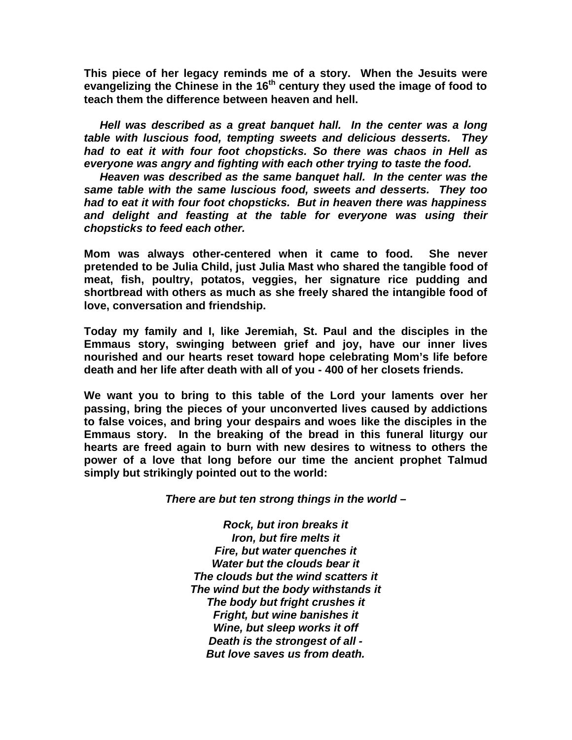**This piece of her legacy reminds me of a story. When the Jesuits were evangelizing the Chinese in the 16th century they used the image of food to teach them the difference between heaven and hell.**

***Hell was described as a great banquet hall. In the center was a long table with luscious food, tempting sweets and delicious desserts. They had to eat it with four foot chopsticks. So there was chaos in Hell as everyone was angry and fighting with each other trying to taste the food.***

***Heaven was described as the same banquet hall. In the center was the same table with the same luscious food, sweets and desserts. They too had to eat it with four foot chopsticks. But in heaven there was happiness and delight and feasting at the table for everyone was using their chopsticks to feed each other.***

**Mom was always other-centered when it came to food. She never pretended to be Julia Child, just Julia Mast who shared the tangible food of meat, fish, poultry, potatos, veggies, her signature rice pudding and shortbread with others as much as she freely shared the intangible food of love, conversation and friendship.**

**Today my family and I, like Jeremiah, St. Paul and the disciples in the Emmaus story, swinging between grief and joy, have our inner lives nourished and our hearts reset toward hope celebrating Mom's life before death and her life after death with all of you - 400 of her closets friends.**

**We want you to bring to this table of the Lord your laments over her passing, bring the pieces of your unconverted lives caused by addictions to false voices, and bring your despairs and woes like the disciples in the Emmaus story. In the breaking of the bread in this funeral liturgy our hearts are freed again to burn with new desires to witness to others the power of a love that long before our time the ancient prophet Talmud simply but strikingly pointed out to the world:**

***There are but ten strong things in the world –***

***Rock, but iron breaks it***
***Iron, but fire melts it***
***Fire, but water quenches it***
***Water but the clouds bear it***
***The clouds but the wind scatters it***
***The wind but the body withstands it***
***The body but fright crushes it***
***Fright, but wine banishes it***
***Wine, but sleep works it off***
***Death is the strongest of all -***
***But love saves us from death.***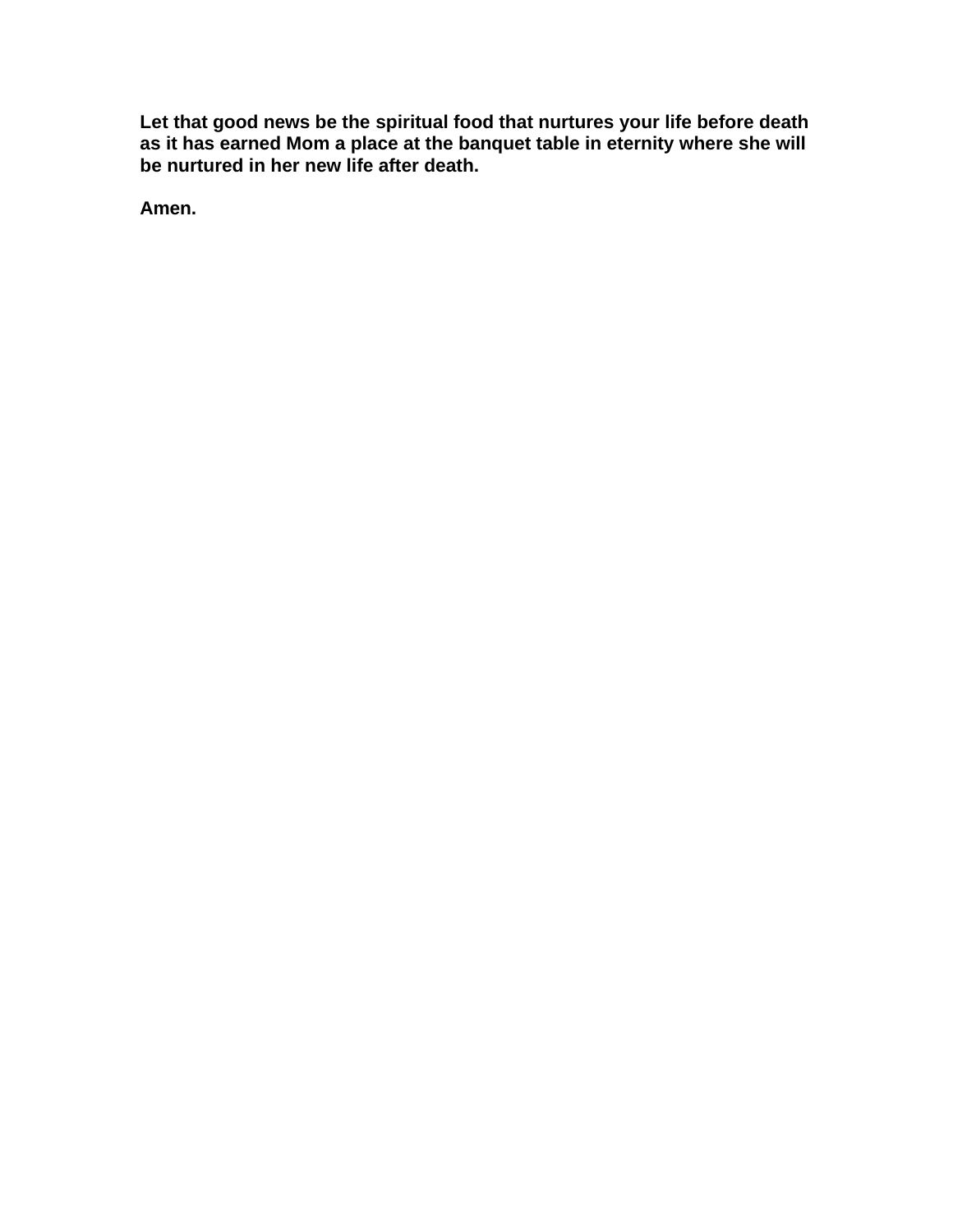**Let that good news be the spiritual food that nurtures your life before death as it has earned Mom a place at the banquet table in eternity where she will be nurtured in her new life after death.**

**Amen.**